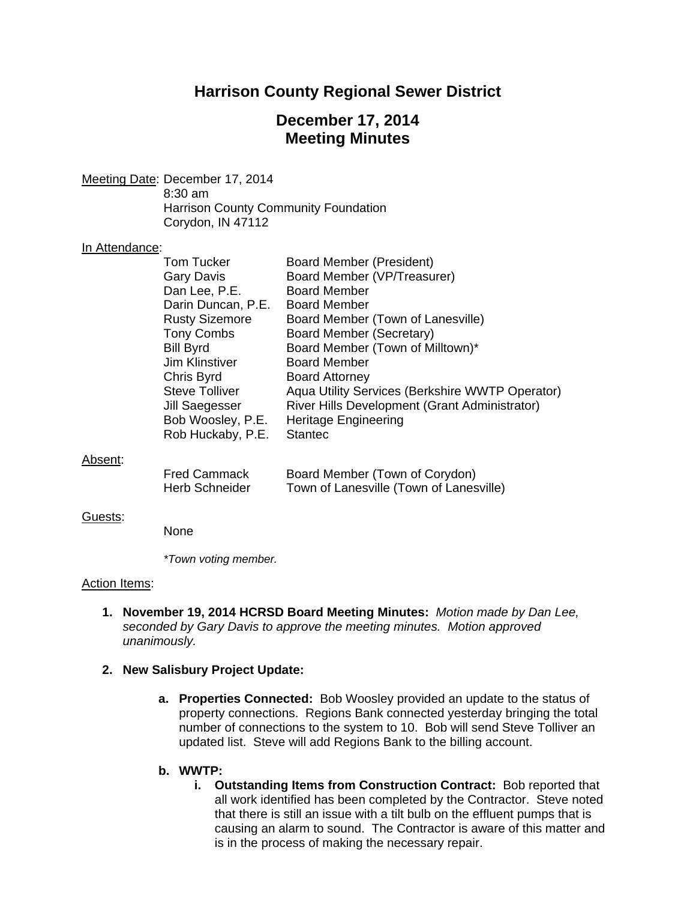# Harrison County Regional Sewer District

## December 17, 2014
## Meeting Minutes

Meeting Date: December 17, 2014
8:30 am
Harrison County Community Foundation
Corydon, IN 47112

In Attendance:

| | |
|---|---|
| Tom Tucker | Board Member (President) |
| Gary Davis | Board Member (VP/Treasurer) |
| Dan Lee, P.E. | Board Member |
| Darin Duncan, P.E. | Board Member |
| Rusty Sizemore | Board Member (Town of Lanesville) |
| Tony Combs | Board Member (Secretary) |
| Bill Byrd | Board Member (Town of Milltown)* |
| Jim Klinstiver | Board Member |
| Chris Byrd | Board Attorney |
| Steve Tolliver | Aqua Utility Services (Berkshire WWTP Operator) |
| Jill Saegesser | River Hills Development (Grant Administrator) |
| Bob Woosley, P.E. | Heritage Engineering |
| Rob Huckaby, P.E. | Stantec |

Absent:

| | |
|---|---|
| Fred Cammack | Board Member (Town of Corydon) |
| Herb Schneider | Town of Lanesville (Town of Lanesville) |

Guests:

None

*\*Town voting member.*

Action Items:

1. **November 19, 2014 HCRSD Board Meeting Minutes:** *Motion made by Dan Lee, seconded by Gary Davis to approve the meeting minutes. Motion approved unanimously.*

2. **New Salisbury Project Update:**

   a. **Properties Connected:** Bob Woosley provided an update to the status of property connections. Regions Bank connected yesterday bringing the total number of connections to the system to 10. Bob will send Steve Tolliver an updated list. Steve will add Regions Bank to the billing account.

   b. **WWTP:**

      i. **Outstanding Items from Construction Contract:** Bob reported that all work identified has been completed by the Contractor. Steve noted that there is still an issue with a tilt bulb on the effluent pumps that is causing an alarm to sound. The Contractor is aware of this matter and is in the process of making the necessary repair.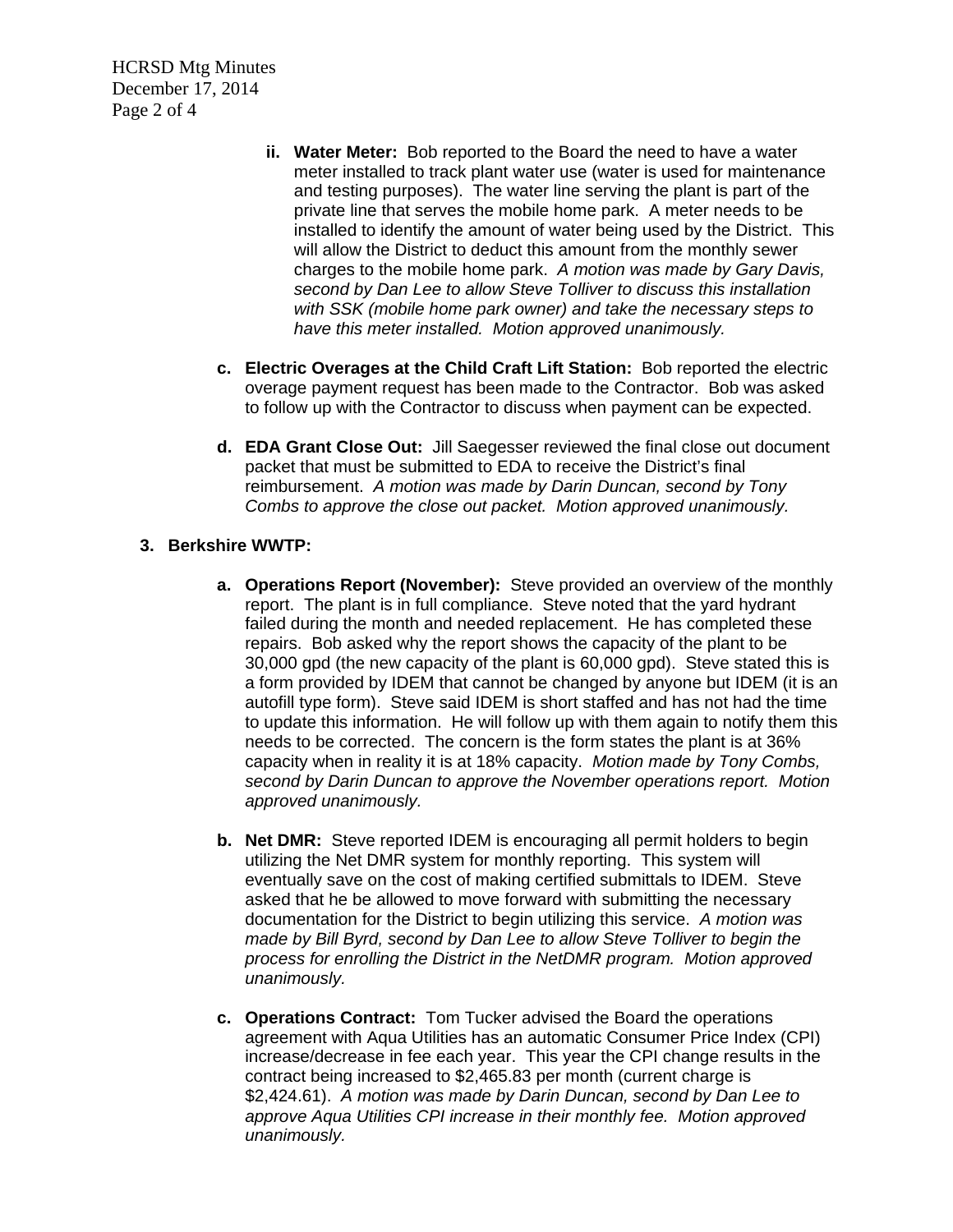ii. **Water Meter:** Bob reported to the Board the need to have a water meter installed to track plant water use (water is used for maintenance and testing purposes). The water line serving the plant is part of the private line that serves the mobile home park. A meter needs to be installed to identify the amount of water being used by the District. This will allow the District to deduct this amount from the monthly sewer charges to the mobile home park. *A motion was made by Gary Davis, second by Dan Lee to allow Steve Tolliver to discuss this installation with SSK (mobile home park owner) and take the necessary steps to have this meter installed. Motion approved unanimously.*

c. **Electric Overages at the Child Craft Lift Station:** Bob reported the electric overage payment request has been made to the Contractor. Bob was asked to follow up with the Contractor to discuss when payment can be expected.

d. **EDA Grant Close Out:** Jill Saegesser reviewed the final close out document packet that must be submitted to EDA to receive the District's final reimbursement. *A motion was made by Darin Duncan, second by Tony Combs to approve the close out packet. Motion approved unanimously.*

3. **Berkshire WWTP:**

a. **Operations Report (November):** Steve provided an overview of the monthly report. The plant is in full compliance. Steve noted that the yard hydrant failed during the month and needed replacement. He has completed these repairs. Bob asked why the report shows the capacity of the plant to be 30,000 gpd (the new capacity of the plant is 60,000 gpd). Steve stated this is a form provided by IDEM that cannot be changed by anyone but IDEM (it is an autofill type form). Steve said IDEM is short staffed and has not had the time to update this information. He will follow up with them again to notify them this needs to be corrected. The concern is the form states the plant is at 36% capacity when in reality it is at 18% capacity. *Motion made by Tony Combs, second by Darin Duncan to approve the November operations report. Motion approved unanimously.*

b. **Net DMR:** Steve reported IDEM is encouraging all permit holders to begin utilizing the Net DMR system for monthly reporting. This system will eventually save on the cost of making certified submittals to IDEM. Steve asked that he be allowed to move forward with submitting the necessary documentation for the District to begin utilizing this service. *A motion was made by Bill Byrd, second by Dan Lee to allow Steve Tolliver to begin the process for enrolling the District in the NetDMR program. Motion approved unanimously.*

c. **Operations Contract:** Tom Tucker advised the Board the operations agreement with Aqua Utilities has an automatic Consumer Price Index (CPI) increase/decrease in fee each year. This year the CPI change results in the contract being increased to $2,465.83 per month (current charge is $2,424.61). *A motion was made by Darin Duncan, second by Dan Lee to approve Aqua Utilities CPI increase in their monthly fee. Motion approved unanimously.*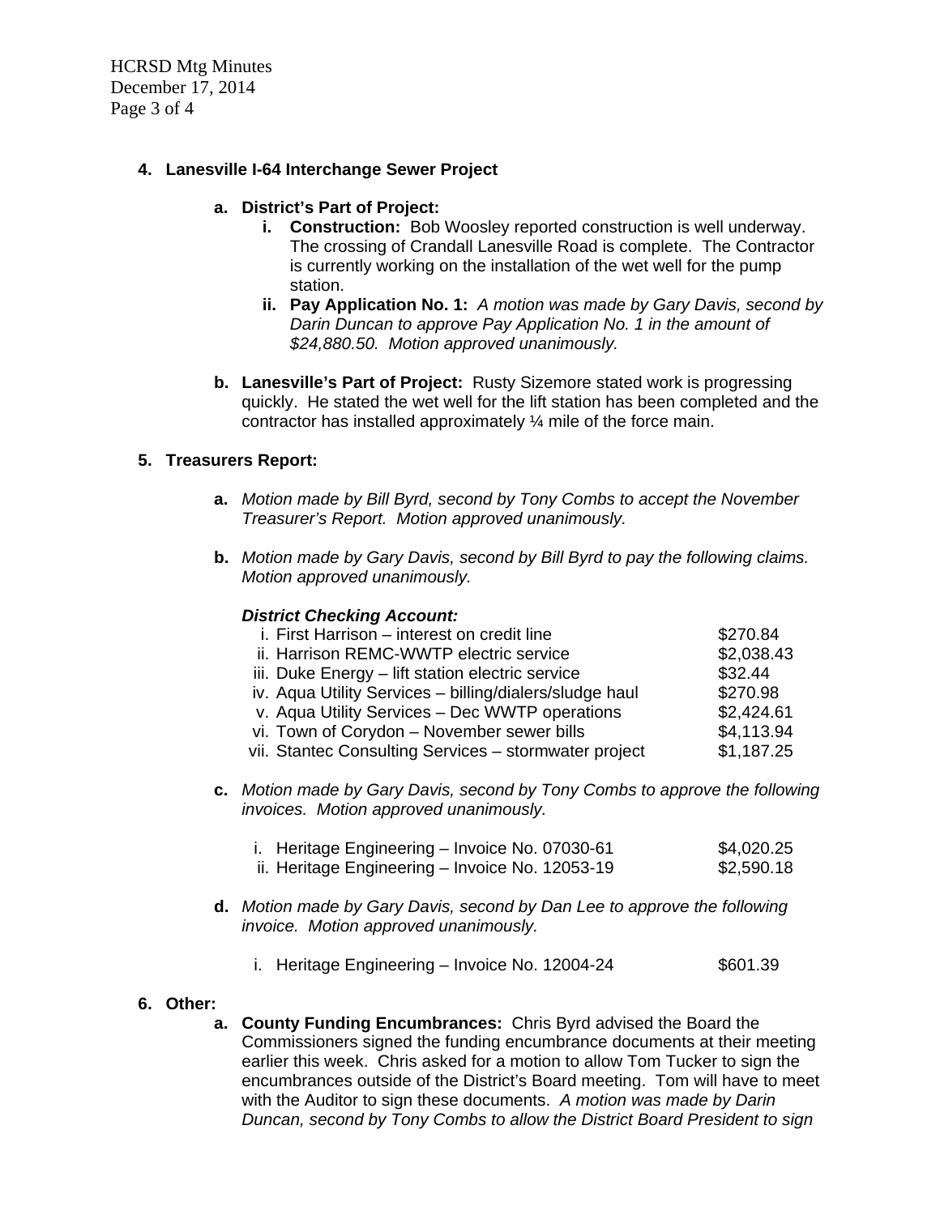**4. Lanesville I-64 Interchange Sewer Project**

**a. District's Part of Project:**

**i. Construction:** Bob Woosley reported construction is well underway. The crossing of Crandall Lanesville Road is complete. The Contractor is currently working on the installation of the wet well for the pump station.

**ii. Pay Application No. 1:** *A motion was made by Gary Davis, second by Darin Duncan to approve Pay Application No. 1 in the amount of $24,880.50. Motion approved unanimously.*

**b. Lanesville's Part of Project:** Rusty Sizemore stated work is progressing quickly. He stated the wet well for the lift station has been completed and the contractor has installed approximately ¼ mile of the force main.

**5. Treasurers Report:**

**a.** *Motion made by Bill Byrd, second by Tony Combs to accept the November Treasurer's Report. Motion approved unanimously.*

**b.** *Motion made by Gary Davis, second by Bill Byrd to pay the following claims. Motion approved unanimously.*

***District Checking Account:***

| | |
|---|---|
| i. First Harrison – interest on credit line | $270.84 |
| ii. Harrison REMC-WWTP electric service | $2,038.43 |
| iii. Duke Energy – lift station electric service | $32.44 |
| iv. Aqua Utility Services – billing/dialers/sludge haul | $270.98 |
| v. Aqua Utility Services – Dec WWTP operations | $2,424.61 |
| vi. Town of Corydon – November sewer bills | $4,113.94 |
| vii. Stantec Consulting Services – stormwater project | $1,187.25 |

**c.** *Motion made by Gary Davis, second by Tony Combs to approve the following invoices. Motion approved unanimously.*

| | |
|---|---|
| i. Heritage Engineering – Invoice No. 07030-61 | $4,020.25 |
| ii. Heritage Engineering – Invoice No. 12053-19 | $2,590.18 |

**d.** *Motion made by Gary Davis, second by Dan Lee to approve the following invoice. Motion approved unanimously.*

| | |
|---|---|
| i. Heritage Engineering – Invoice No. 12004-24 | $601.39 |

**6. Other:**

**a. County Funding Encumbrances:** Chris Byrd advised the Board the Commissioners signed the funding encumbrance documents at their meeting earlier this week. Chris asked for a motion to allow Tom Tucker to sign the encumbrances outside of the District's Board meeting. Tom will have to meet with the Auditor to sign these documents. *A motion was made by Darin Duncan, second by Tony Combs to allow the District Board President to sign*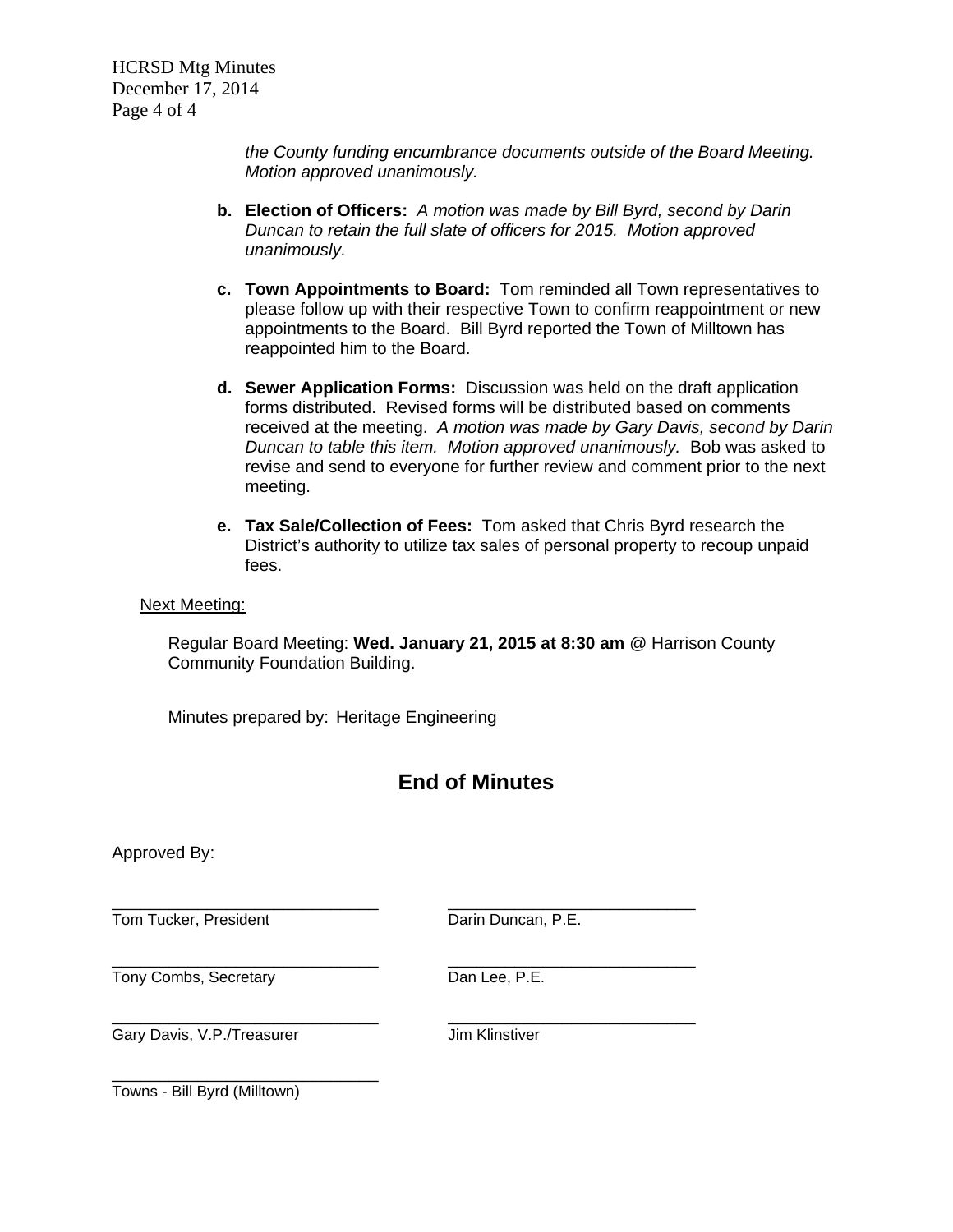*the County funding encumbrance documents outside of the Board Meeting. Motion approved unanimously.*

- **b. Election of Officers:** *A motion was made by Bill Byrd, second by Darin Duncan to retain the full slate of officers for 2015. Motion approved unanimously.*

- **c. Town Appointments to Board:** Tom reminded all Town representatives to please follow up with their respective Town to confirm reappointment or new appointments to the Board. Bill Byrd reported the Town of Milltown has reappointed him to the Board.

- **d. Sewer Application Forms:** Discussion was held on the draft application forms distributed. Revised forms will be distributed based on comments received at the meeting. *A motion was made by Gary Davis, second by Darin Duncan to table this item. Motion approved unanimously.* Bob was asked to revise and send to everyone for further review and comment prior to the next meeting.

- **e. Tax Sale/Collection of Fees:** Tom asked that Chris Byrd research the District's authority to utilize tax sales of personal property to recoup unpaid fees.

Next Meeting:

Regular Board Meeting: **Wed. January 21, 2015 at 8:30 am** @ Harrison County Community Foundation Building.

Minutes prepared by: Heritage Engineering

## End of Minutes

Approved By:

| | |
|---|---|
| \_\_\_\_\_\_\_\_\_\_\_\_\_\_\_\_\_\_\_\_\_\_\_\_\_\_\_\_ | \_\_\_\_\_\_\_\_\_\_\_\_\_\_\_\_\_\_\_\_\_\_\_\_\_\_\_\_ |
| Tom Tucker, President | Darin Duncan, P.E. |
| \_\_\_\_\_\_\_\_\_\_\_\_\_\_\_\_\_\_\_\_\_\_\_\_\_\_\_\_ | \_\_\_\_\_\_\_\_\_\_\_\_\_\_\_\_\_\_\_\_\_\_\_\_\_\_\_\_ |
| Tony Combs, Secretary | Dan Lee, P.E. |
| \_\_\_\_\_\_\_\_\_\_\_\_\_\_\_\_\_\_\_\_\_\_\_\_\_\_\_\_ | \_\_\_\_\_\_\_\_\_\_\_\_\_\_\_\_\_\_\_\_\_\_\_\_\_\_\_\_ |
| Gary Davis, V.P./Treasurer | Jim Klinstiver |
| \_\_\_\_\_\_\_\_\_\_\_\_\_\_\_\_\_\_\_\_\_\_\_\_\_\_\_\_ | |
| Towns - Bill Byrd (Milltown) | |